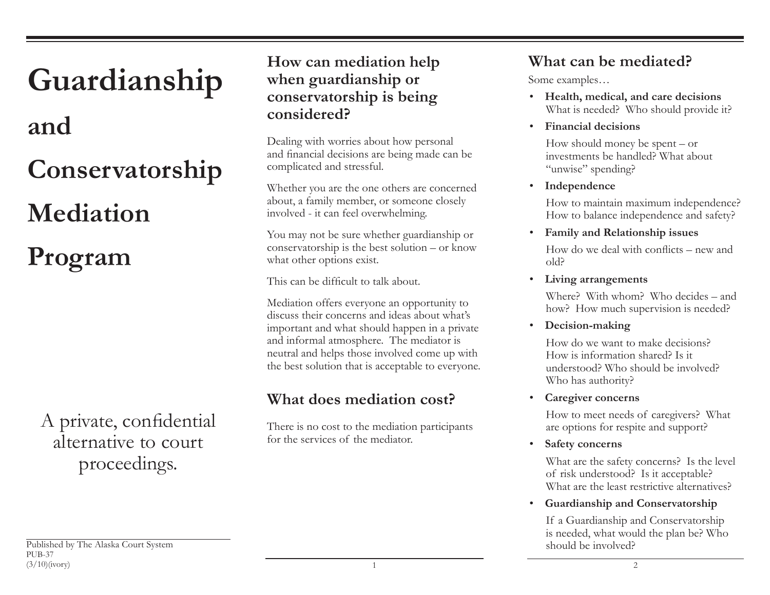# Guardianship and Conservatorship Mediation Program

A private, confidential alternative to court proceedings.

Published by The Alaska Court System
PUB-37
(3/10)(ivory)

## How can mediation help when guardianship or conservatorship is being considered?

Dealing with worries about how personal and financial decisions are being made can be complicated and stressful.

Whether you are the one others are concerned about, a family member, or someone closely involved - it can feel overwhelming.

You may not be sure whether guardianship or conservatorship is the best solution – or know what other options exist.

This can be difficult to talk about.

Mediation offers everyone an opportunity to discuss their concerns and ideas about what's important and what should happen in a private and informal atmosphere. The mediator is neutral and helps those involved come up with the best solution that is acceptable to everyone.

## What does mediation cost?

There is no cost to the mediation participants for the services of the mediator.

## What can be mediated?

Some examples…

- **Health, medical, and care decisions**
  What is needed? Who should provide it?
- **Financial decisions**
  How should money be spent – or investments be handled? What about "unwise" spending?
- **Independence**
  How to maintain maximum independence? How to balance independence and safety?
- **Family and Relationship issues**
  How do we deal with conflicts – new and old?
- **Living arrangements**
  Where? With whom? Who decides – and how? How much supervision is needed?
- **Decision-making**
  How do we want to make decisions? How is information shared? Is it understood? Who should be involved? Who has authority?
- **Caregiver concerns**
  How to meet needs of caregivers? What are options for respite and support?
- **Safety concerns**
  What are the safety concerns? Is the level of risk understood? Is it acceptable? What are the least restrictive alternatives?
- **Guardianship and Conservatorship**
  If a Guardianship and Conservatorship is needed, what would the plan be? Who should be involved?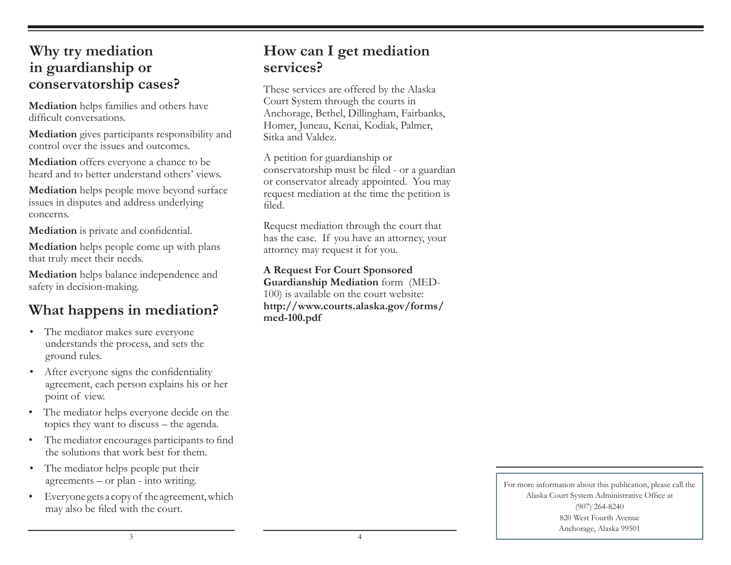## Why try mediation in guardianship or conservatorship cases?

**Mediation** helps families and others have difficult conversations.

**Mediation** gives participants responsibility and control over the issues and outcomes.

**Mediation** offers everyone a chance to be heard and to better understand others' views.

**Mediation** helps people move beyond surface issues in disputes and address underlying concerns.

**Mediation** is private and confidential.

**Mediation** helps people come up with plans that truly meet their needs.

**Mediation** helps balance independence and safety in decision-making.

## What happens in mediation?

- The mediator makes sure everyone understands the process, and sets the ground rules.
- After everyone signs the confidentiality agreement, each person explains his or her point of view.
- The mediator helps everyone decide on the topics they want to discuss – the agenda.
- The mediator encourages participants to find the solutions that work best for them.
- The mediator helps people put their agreements – or plan - into writing.
- Everyone gets a copy of the agreement, which may also be filed with the court.

## How can I get mediation services?

These services are offered by the Alaska Court System through the courts in Anchorage, Bethel, Dillingham, Fairbanks, Homer, Juneau, Kenai, Kodiak, Palmer, Sitka and Valdez.

A petition for guardianship or conservatorship must be filed - or a guardian or conservator already appointed. You may request mediation at the time the petition is filed.

Request mediation through the court that has the case. If you have an attorney, your attorney may request it for you.

**A Request For Court Sponsored Guardianship Mediation** form (MED-100) is available on the court website: **http://www.courts.alaska.gov/forms/med-100.pdf**

For more information about this publication, please call the Alaska Court System Administrative Office at
(907) 264-8240
820 West Fourth Avenue
Anchorage, Alaska 99501